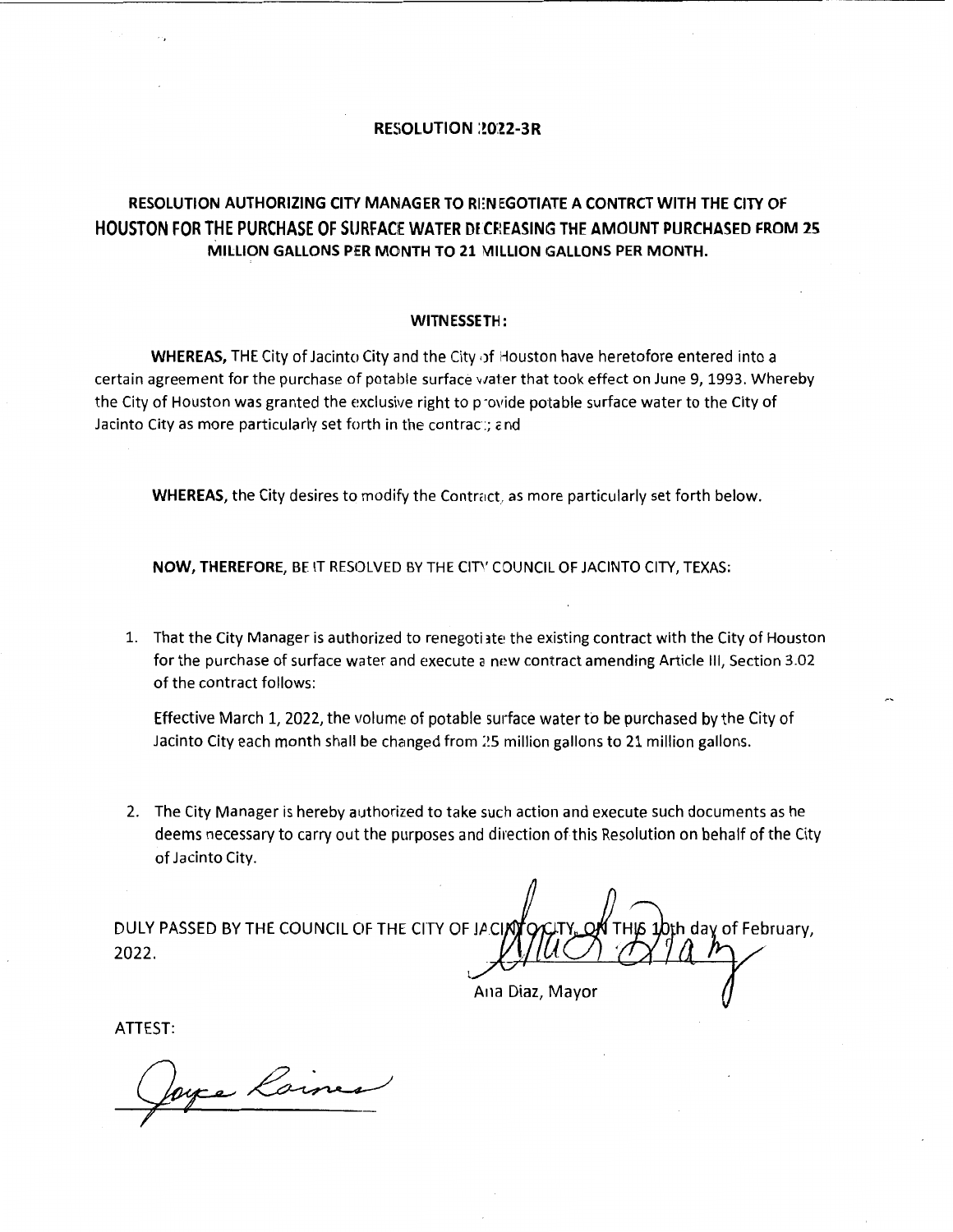# RESOLUTION 2022-3R

## RESOLUTION AUTHORIZING CITY MANAGER TO RENEGOTIATE A CONTRCT WITH THE CITY OF HOUSTON FOR THE PURCHASE OF SURFACE WATER DECREASING THE AMOUNT PURCHASED FROM 25 MILLION GALLONS PER MONTH TO 21 MILLION GALLONS PER MONTH.

**WITNESSETH:**

**WHEREAS,** THE City of Jacinto City and the City of Houston have heretofore entered into a certain agreement for the purchase of potable surface water that took effect on June 9, 1993. Whereby the City of Houston was granted the exclusive right to provide potable surface water to the City of Jacinto City as more particularly set forth in the contract; and

**WHEREAS,** the City desires to modify the Contract, as more particularly set forth below.

**NOW, THEREFORE,** BE IT RESOLVED BY THE CITY COUNCIL OF JACINTO CITY, TEXAS:

1. That the City Manager is authorized to renegotiate the existing contract with the City of Houston for the purchase of surface water and execute a new contract amending Article III, Section 3.02 of the contract follows:

   Effective March 1, 2022, the volume of potable surface water to be purchased by the City of Jacinto City each month shall be changed from 25 million gallons to 21 million gallons.

2. The City Manager is hereby authorized to take such action and execute such documents as he deems necessary to carry out the purposes and direction of this Resolution on behalf of the City of Jacinto City.

DULY PASSED BY THE COUNCIL OF THE CITY OF JACINTO CITY, ON THIS 10th day of February, 2022.

Ana Diaz, Mayor

ATTEST: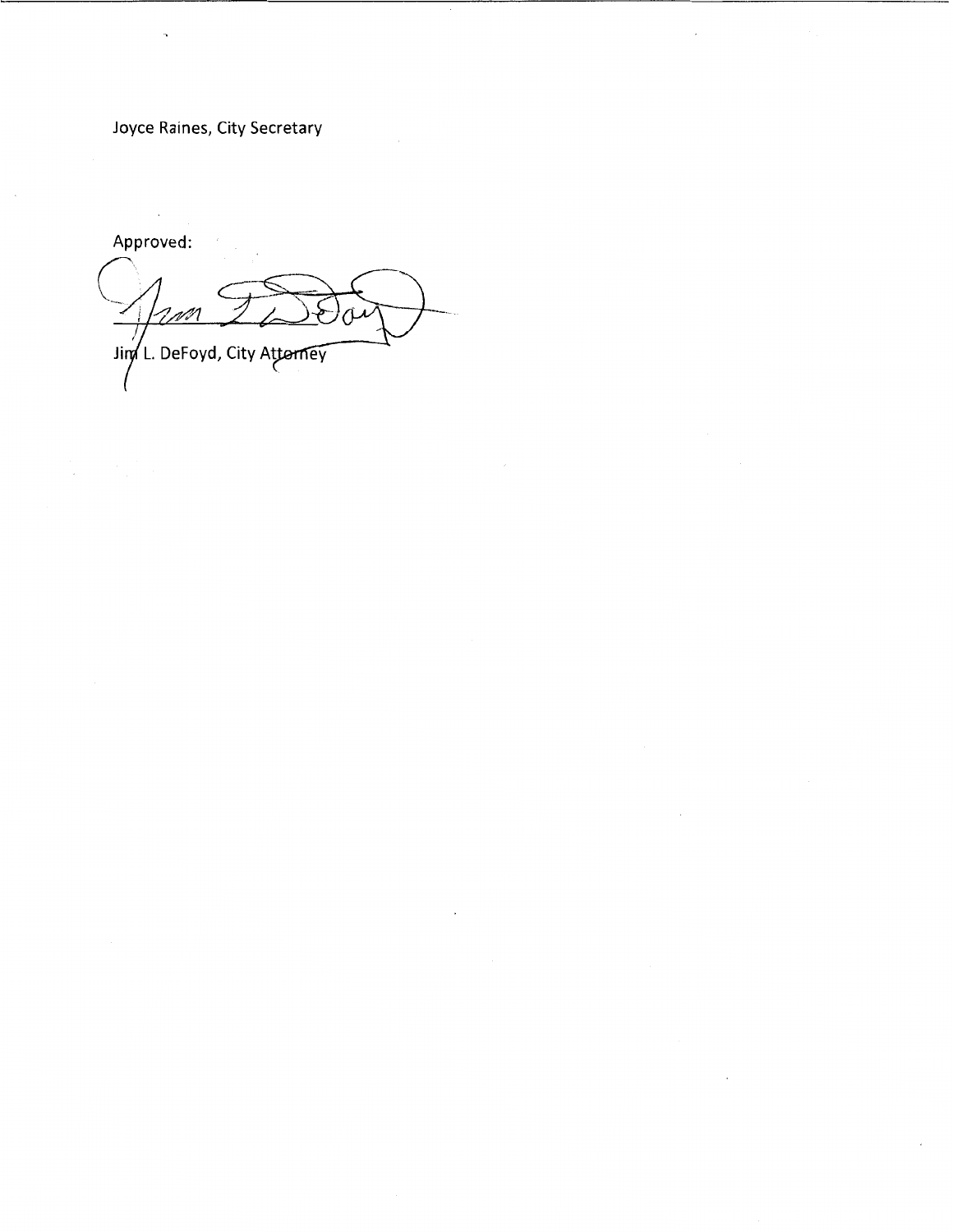Joyce Raines, City Secretary

Approved:

Jim L. DeFoyd, City Attorney